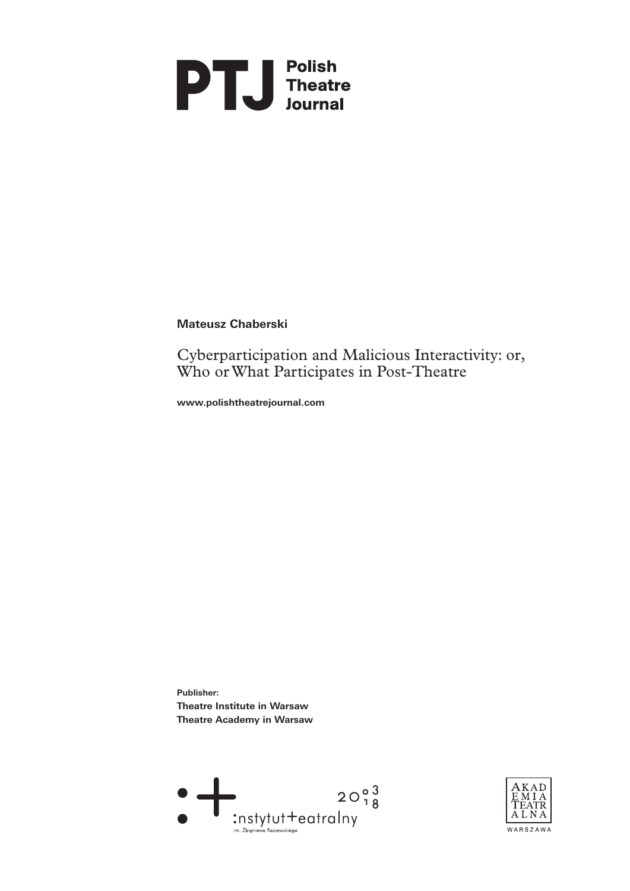**PTJ Polish Theatre Journal**

**Mateusz Chaberski**

Cyberparticipation and Malicious Interactivity: or, Who or What Participates in Post-Theatre

**www.polishtheatrejournal.com**

**Publisher:**
**Theatre Institute in Warsaw**
**Theatre Academy in Warsaw**

:nstytut+eatralny im. Zbigniewa Raszewskiego 2018 03

Akademia Teatralna Warszawa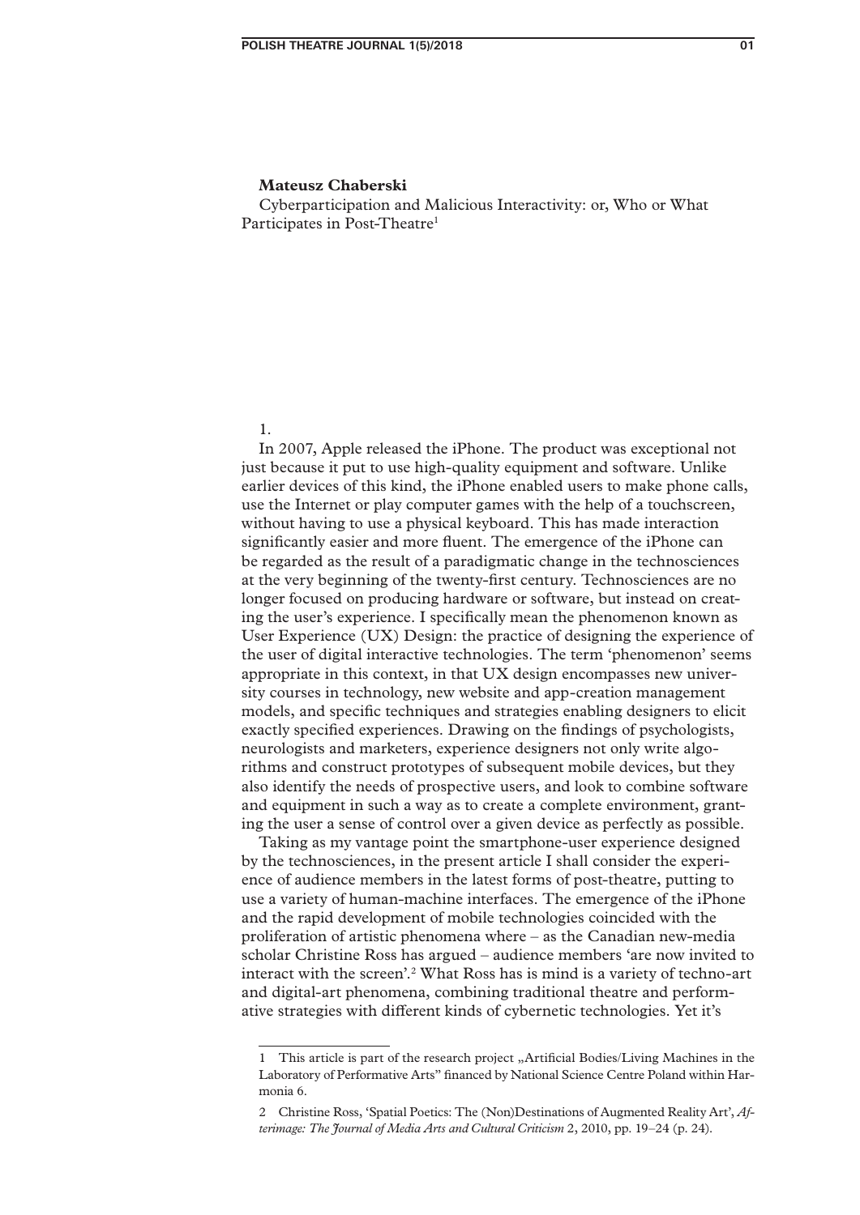**Mateusz Chaberski**

Cyberparticipation and Malicious Interactivity: or, Who or What Participates in Post-Theatre[1]

1.

In 2007, Apple released the iPhone. The product was exceptional not just because it put to use high-quality equipment and software. Unlike earlier devices of this kind, the iPhone enabled users to make phone calls, use the Internet or play computer games with the help of a touchscreen, without having to use a physical keyboard. This has made interaction significantly easier and more fluent. The emergence of the iPhone can be regarded as the result of a paradigmatic change in the technosciences at the very beginning of the twenty-first century. Technosciences are no longer focused on producing hardware or software, but instead on creating the user's experience. I specifically mean the phenomenon known as User Experience (UX) Design: the practice of designing the experience of the user of digital interactive technologies. The term 'phenomenon' seems appropriate in this context, in that UX design encompasses new university courses in technology, new website and app-creation management models, and specific techniques and strategies enabling designers to elicit exactly specified experiences. Drawing on the findings of psychologists, neurologists and marketers, experience designers not only write algorithms and construct prototypes of subsequent mobile devices, but they also identify the needs of prospective users, and look to combine software and equipment in such a way as to create a complete environment, granting the user a sense of control over a given device as perfectly as possible.

Taking as my vantage point the smartphone-user experience designed by the technosciences, in the present article I shall consider the experience of audience members in the latest forms of post-theatre, putting to use a variety of human-machine interfaces. The emergence of the iPhone and the rapid development of mobile technologies coincided with the proliferation of artistic phenomena where – as the Canadian new-media scholar Christine Ross has argued – audience members 'are now invited to interact with the screen'.[2] What Ross has is mind is a variety of techno-art and digital-art phenomena, combining traditional theatre and performative strategies with different kinds of cybernetic technologies. Yet it's

---

1 This article is part of the research project „Artificial Bodies/Living Machines in the Laboratory of Performative Arts" financed by National Science Centre Poland within Harmonia 6.

2 Christine Ross, 'Spatial Poetics: The (Non)Destinations of Augmented Reality Art', *Afterimage: The Journal of Media Arts and Cultural Criticism* 2, 2010, pp. 19–24 (p. 24).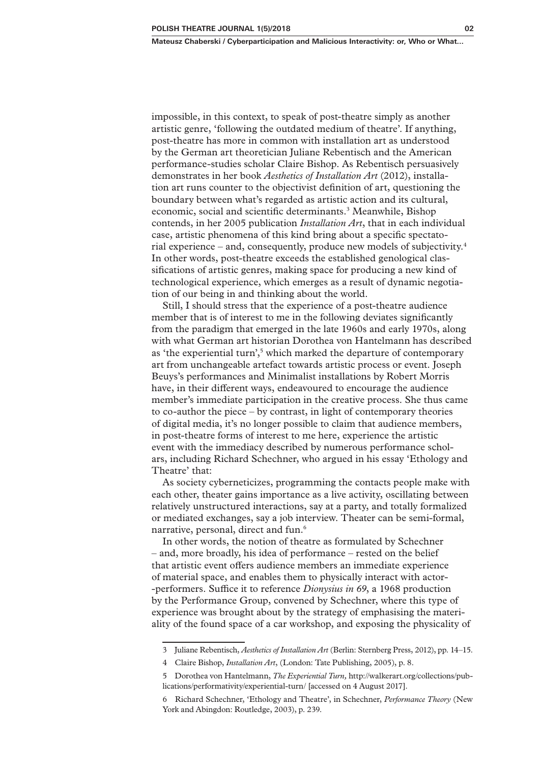impossible, in this context, to speak of post-theatre simply as another artistic genre, 'following the outdated medium of theatre'. If anything, post-theatre has more in common with installation art as understood by the German art theoretician Juliane Rebentisch and the American performance-studies scholar Claire Bishop. As Rebentisch persuasively demonstrates in her book *Aesthetics of Installation Art* (2012), installation art runs counter to the objectivist definition of art, questioning the boundary between what's regarded as artistic action and its cultural, economic, social and scientific determinants.[3] Meanwhile, Bishop contends, in her 2005 publication *Installation Art*, that in each individual case, artistic phenomena of this kind bring about a specific spectatorial experience – and, consequently, produce new models of subjectivity.[4] In other words, post-theatre exceeds the established genological classifications of artistic genres, making space for producing a new kind of technological experience, which emerges as a result of dynamic negotiation of our being in and thinking about the world.

Still, I should stress that the experience of a post-theatre audience member that is of interest to me in the following deviates significantly from the paradigm that emerged in the late 1960s and early 1970s, along with what German art historian Dorothea von Hantelmann has described as 'the experiential turn',[5] which marked the departure of contemporary art from unchangeable artefact towards artistic process or event. Joseph Beuys's performances and Minimalist installations by Robert Morris have, in their different ways, endeavoured to encourage the audience member's immediate participation in the creative process. She thus came to co-author the piece – by contrast, in light of contemporary theories of digital media, it's no longer possible to claim that audience members, in post-theatre forms of interest to me here, experience the artistic event with the immediacy described by numerous performance scholars, including Richard Schechner, who argued in his essay 'Ethology and Theatre' that:

As society cyberneticizes, programming the contacts people make with each other, theater gains importance as a live activity, oscillating between relatively unstructured interactions, say at a party, and totally formalized or mediated exchanges, say a job interview. Theater can be semi-formal, narrative, personal, direct and fun.[6]

In other words, the notion of theatre as formulated by Schechner – and, more broadly, his idea of performance – rested on the belief that artistic event offers audience members an immediate experience of material space, and enables them to physically interact with actor-performers. Suffice it to reference *Dionysius in 69*, a 1968 production by the Performance Group, convened by Schechner, where this type of experience was brought about by the strategy of emphasising the materiality of the found space of a car workshop, and exposing the physicality of

---

3 Juliane Rebentisch, *Aesthetics of Installation Art* (Berlin: Sternberg Press, 2012), pp. 14–15.

4 Claire Bishop, *Installation Art*, (London: Tate Publishing, 2005), p. 8.

5 Dorothea von Hantelmann, *The Experiential Turn,* http://walkerart.org/collections/publications/performativity/experiential-turn/ [accessed on 4 August 2017].

6 Richard Schechner, 'Ethology and Theatre', in Schechner, *Performance Theory* (New York and Abingdon: Routledge, 2003), p. 239.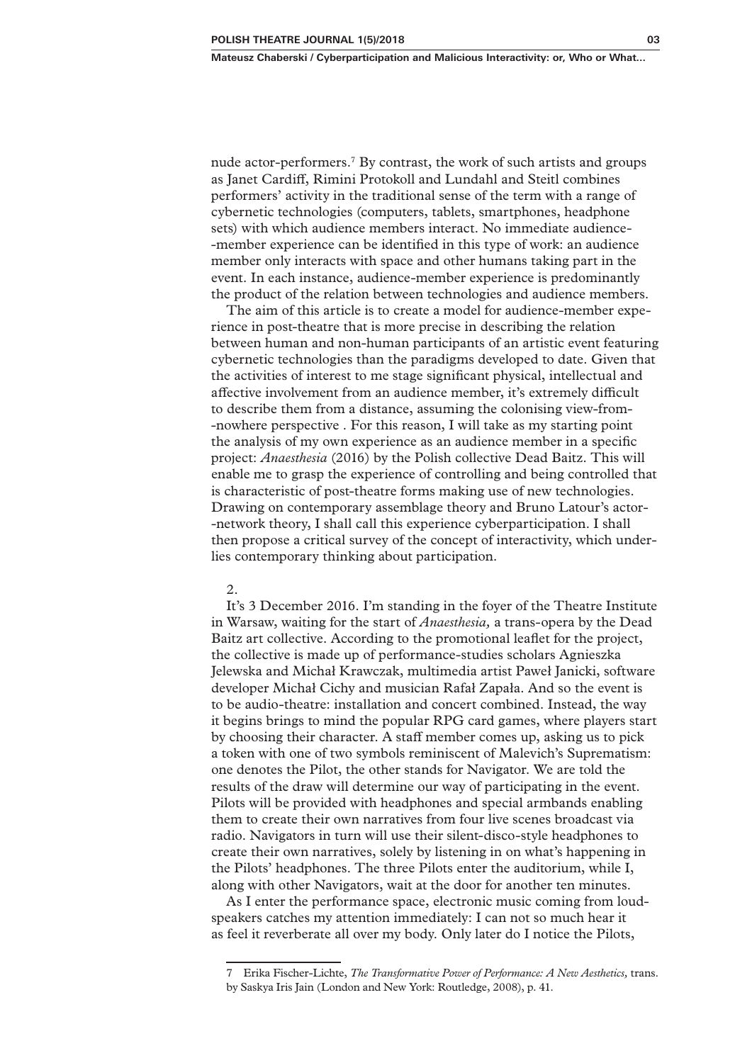nude actor-performers.[7] By contrast, the work of such artists and groups as Janet Cardiff, Rimini Protokoll and Lundahl and Steitl combines performers' activity in the traditional sense of the term with a range of cybernetic technologies (computers, tablets, smartphones, headphone sets) with which audience members interact. No immediate audience-member experience can be identified in this type of work: an audience member only interacts with space and other humans taking part in the event. In each instance, audience-member experience is predominantly the product of the relation between technologies and audience members.

The aim of this article is to create a model for audience-member experience in post-theatre that is more precise in describing the relation between human and non-human participants of an artistic event featuring cybernetic technologies than the paradigms developed to date. Given that the activities of interest to me stage significant physical, intellectual and affective involvement from an audience member, it's extremely difficult to describe them from a distance, assuming the colonising view-from-nowhere perspective . For this reason, I will take as my starting point the analysis of my own experience as an audience member in a specific project: *Anaesthesia* (2016) by the Polish collective Dead Baitz. This will enable me to grasp the experience of controlling and being controlled that is characteristic of post-theatre forms making use of new technologies. Drawing on contemporary assemblage theory and Bruno Latour's actor-network theory, I shall call this experience cyberparticipation. I shall then propose a critical survey of the concept of interactivity, which underlies contemporary thinking about participation.

2.

It's 3 December 2016. I'm standing in the foyer of the Theatre Institute in Warsaw, waiting for the start of *Anaesthesia,* a trans-opera by the Dead Baitz art collective. According to the promotional leaflet for the project, the collective is made up of performance-studies scholars Agnieszka Jelewska and Michał Krawczak, multimedia artist Paweł Janicki, software developer Michał Cichy and musician Rafał Zapała. And so the event is to be audio-theatre: installation and concert combined. Instead, the way it begins brings to mind the popular RPG card games, where players start by choosing their character. A staff member comes up, asking us to pick a token with one of two symbols reminiscent of Malevich's Suprematism: one denotes the Pilot, the other stands for Navigator. We are told the results of the draw will determine our way of participating in the event. Pilots will be provided with headphones and special armbands enabling them to create their own narratives from four live scenes broadcast via radio. Navigators in turn will use their silent-disco-style headphones to create their own narratives, solely by listening in on what's happening in the Pilots' headphones. The three Pilots enter the auditorium, while I, along with other Navigators, wait at the door for another ten minutes.

As I enter the performance space, electronic music coming from loudspeakers catches my attention immediately: I can not so much hear it as feel it reverberate all over my body. Only later do I notice the Pilots,

---

7 Erika Fischer-Lichte, *The Transformative Power of Performance: A New Aesthetics,* trans. by Saskya Iris Jain (London and New York: Routledge, 2008), p. 41.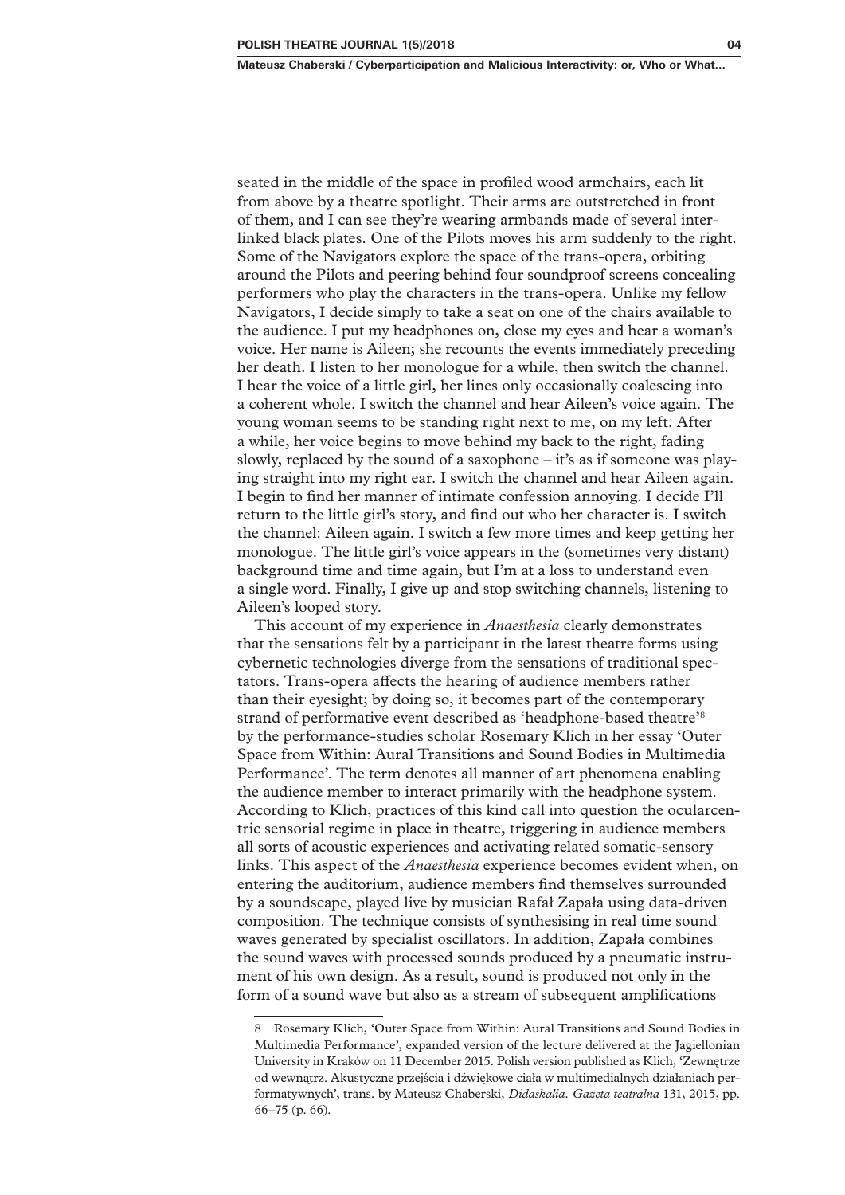seated in the middle of the space in profiled wood armchairs, each lit from above by a theatre spotlight. Their arms are outstretched in front of them, and I can see they're wearing armbands made of several interlinked black plates. One of the Pilots moves his arm suddenly to the right. Some of the Navigators explore the space of the trans-opera, orbiting around the Pilots and peering behind four soundproof screens concealing performers who play the characters in the trans-opera. Unlike my fellow Navigators, I decide simply to take a seat on one of the chairs available to the audience. I put my headphones on, close my eyes and hear a woman's voice. Her name is Aileen; she recounts the events immediately preceding her death. I listen to her monologue for a while, then switch the channel. I hear the voice of a little girl, her lines only occasionally coalescing into a coherent whole. I switch the channel and hear Aileen's voice again. The young woman seems to be standing right next to me, on my left. After a while, her voice begins to move behind my back to the right, fading slowly, replaced by the sound of a saxophone – it's as if someone was playing straight into my right ear. I switch the channel and hear Aileen again. I begin to find her manner of intimate confession annoying. I decide I'll return to the little girl's story, and find out who her character is. I switch the channel: Aileen again. I switch a few more times and keep getting her monologue. The little girl's voice appears in the (sometimes very distant) background time and time again, but I'm at a loss to understand even a single word. Finally, I give up and stop switching channels, listening to Aileen's looped story.

This account of my experience in *Anaesthesia* clearly demonstrates that the sensations felt by a participant in the latest theatre forms using cybernetic technologies diverge from the sensations of traditional spectators. Trans-opera affects the hearing of audience members rather than their eyesight; by doing so, it becomes part of the contemporary strand of performative event described as 'headphone-based theatre'[8] by the performance-studies scholar Rosemary Klich in her essay 'Outer Space from Within: Aural Transitions and Sound Bodies in Multimedia Performance'. The term denotes all manner of art phenomena enabling the audience member to interact primarily with the headphone system. According to Klich, practices of this kind call into question the ocularcentric sensorial regime in place in theatre, triggering in audience members all sorts of acoustic experiences and activating related somatic-sensory links. This aspect of the *Anaesthesia* experience becomes evident when, on entering the auditorium, audience members find themselves surrounded by a soundscape, played live by musician Rafał Zapała using data-driven composition. The technique consists of synthesising in real time sound waves generated by specialist oscillators. In addition, Zapała combines the sound waves with processed sounds produced by a pneumatic instrument of his own design. As a result, sound is produced not only in the form of a sound wave but also as a stream of subsequent amplifications

---

8 Rosemary Klich, 'Outer Space from Within: Aural Transitions and Sound Bodies in Multimedia Performance', expanded version of the lecture delivered at the Jagiellonian University in Kraków on 11 December 2015. Polish version published as Klich, 'Zewnętrze od wewnątrz. Akustyczne przejścia i dźwiękowe ciała w multimedialnych działaniach performatywnych', trans. by Mateusz Chaberski, *Didaskalia. Gazeta teatralna* 131, 2015, pp. 66–75 (p. 66).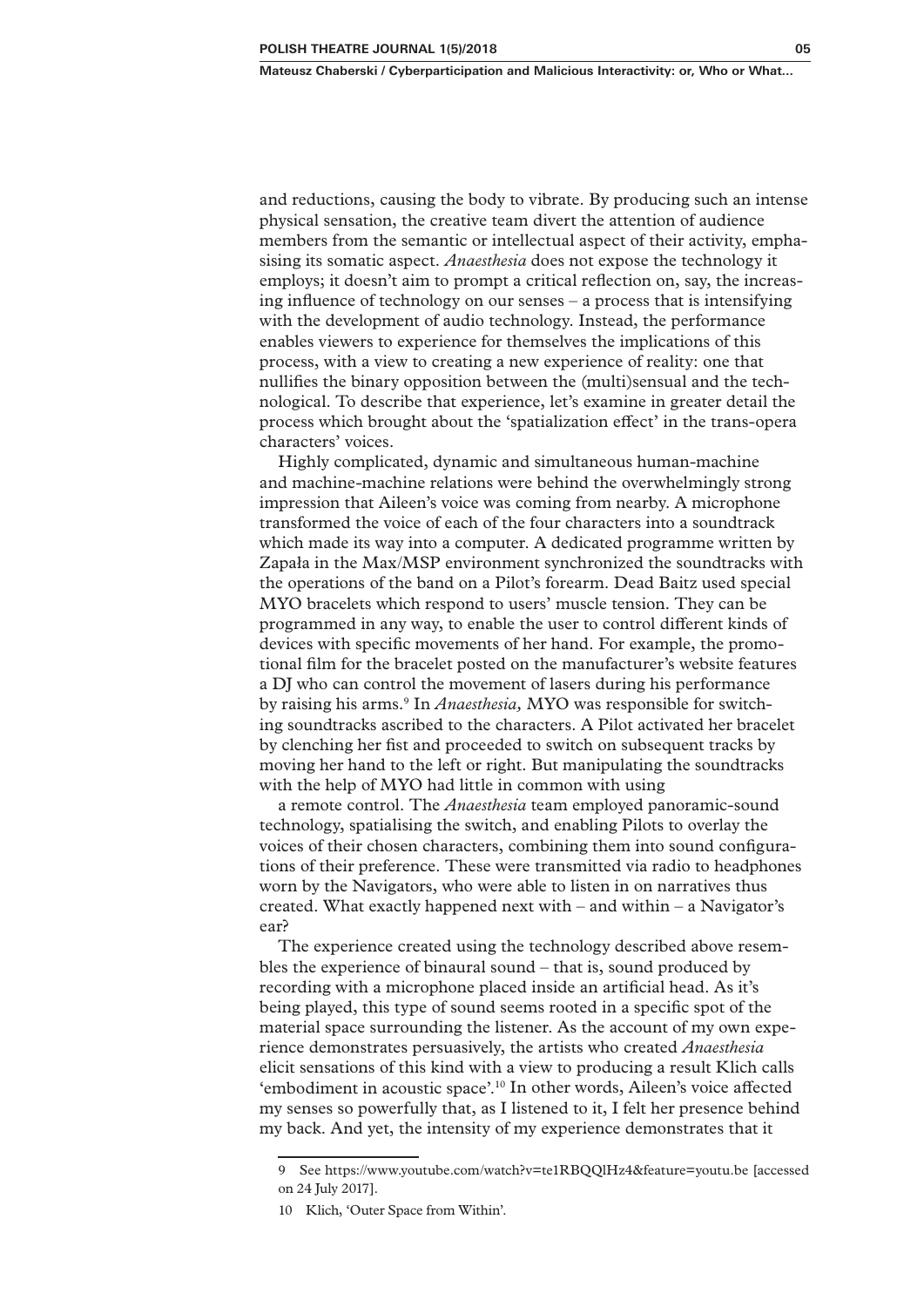and reductions, causing the body to vibrate. By producing such an intense physical sensation, the creative team divert the attention of audience members from the semantic or intellectual aspect of their activity, emphasising its somatic aspect. *Anaesthesia* does not expose the technology it employs; it doesn't aim to prompt a critical reflection on, say, the increasing influence of technology on our senses – a process that is intensifying with the development of audio technology. Instead, the performance enables viewers to experience for themselves the implications of this process, with a view to creating a new experience of reality: one that nullifies the binary opposition between the (multi)sensual and the technological. To describe that experience, let's examine in greater detail the process which brought about the 'spatialization effect' in the trans-opera characters' voices.

Highly complicated, dynamic and simultaneous human-machine and machine-machine relations were behind the overwhelmingly strong impression that Aileen's voice was coming from nearby. A microphone transformed the voice of each of the four characters into a soundtrack which made its way into a computer. A dedicated programme written by Zapała in the Max/MSP environment synchronized the soundtracks with the operations of the band on a Pilot's forearm. Dead Baitz used special MYO bracelets which respond to users' muscle tension. They can be programmed in any way, to enable the user to control different kinds of devices with specific movements of her hand. For example, the promotional film for the bracelet posted on the manufacturer's website features a DJ who can control the movement of lasers during his performance by raising his arms.[9] In *Anaesthesia,* MYO was responsible for switching soundtracks ascribed to the characters. A Pilot activated her bracelet by clenching her fist and proceeded to switch on subsequent tracks by moving her hand to the left or right. But manipulating the soundtracks with the help of MYO had little in common with using a remote control. The *Anaesthesia* team employed panoramic-sound technology, spatialising the switch, and enabling Pilots to overlay the voices of their chosen characters, combining them into sound configurations of their preference. These were transmitted via radio to headphones worn by the Navigators, who were able to listen in on narratives thus created. What exactly happened next with – and within – a Navigator's ear?

The experience created using the technology described above resembles the experience of binaural sound – that is, sound produced by recording with a microphone placed inside an artificial head. As it's being played, this type of sound seems rooted in a specific spot of the material space surrounding the listener. As the account of my own experience demonstrates persuasively, the artists who created *Anaesthesia* elicit sensations of this kind with a view to producing a result Klich calls 'embodiment in acoustic space'.[10] In other words, Aileen's voice affected my senses so powerfully that, as I listened to it, I felt her presence behind my back. And yet, the intensity of my experience demonstrates that it

9 See https://www.youtube.com/watch?v=te1RBQQlHz4&feature=youtu.be [accessed on 24 July 2017].

10 Klich, 'Outer Space from Within'.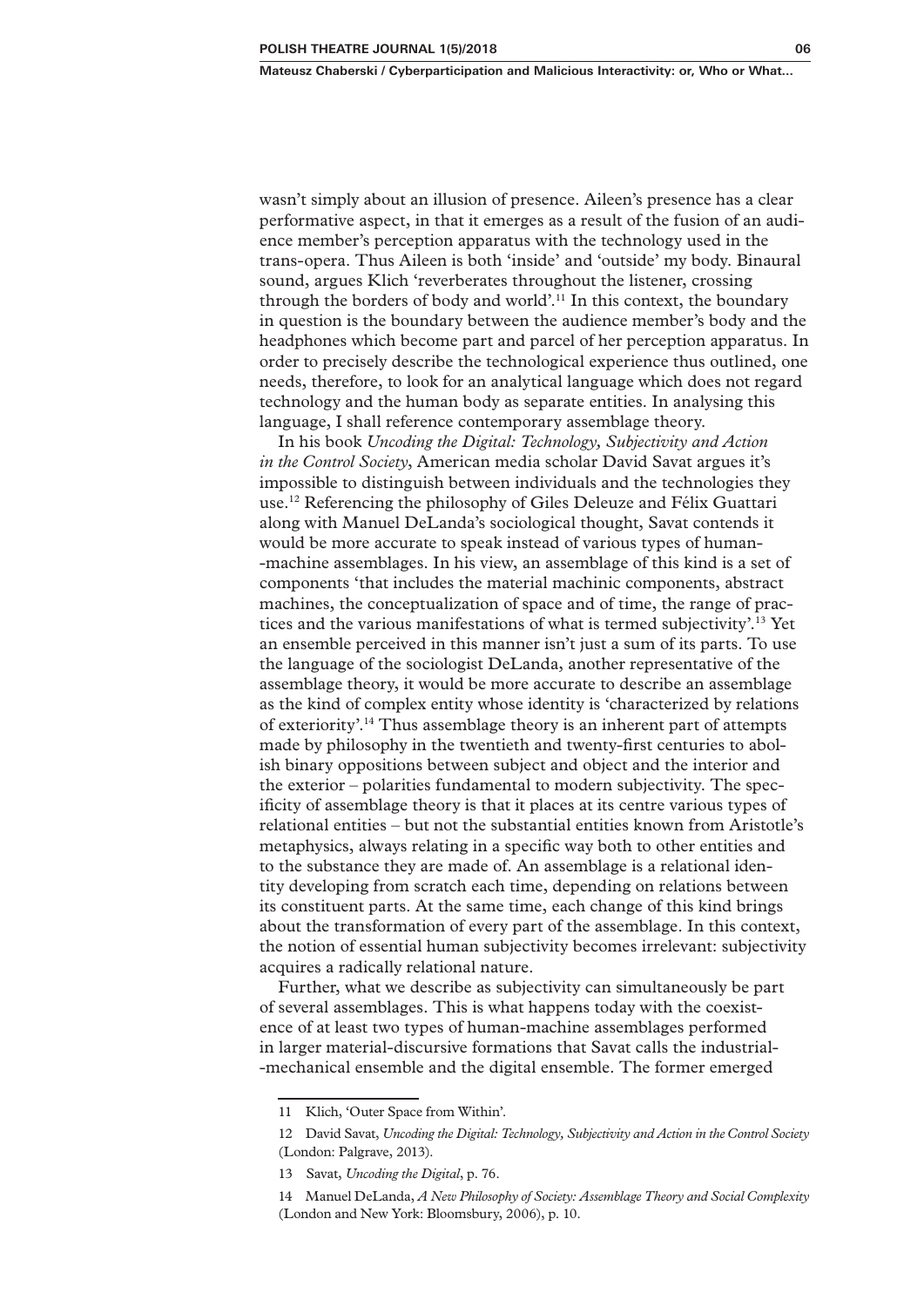wasn't simply about an illusion of presence. Aileen's presence has a clear performative aspect, in that it emerges as a result of the fusion of an audience member's perception apparatus with the technology used in the trans-opera. Thus Aileen is both 'inside' and 'outside' my body. Binaural sound, argues Klich 'reverberates throughout the listener, crossing through the borders of body and world'.[11] In this context, the boundary in question is the boundary between the audience member's body and the headphones which become part and parcel of her perception apparatus. In order to precisely describe the technological experience thus outlined, one needs, therefore, to look for an analytical language which does not regard technology and the human body as separate entities. In analysing this language, I shall reference contemporary assemblage theory.

In his book *Uncoding the Digital: Technology, Subjectivity and Action in the Control Society*, American media scholar David Savat argues it's impossible to distinguish between individuals and the technologies they use.[12] Referencing the philosophy of Giles Deleuze and Félix Guattari along with Manuel DeLanda's sociological thought, Savat contends it would be more accurate to speak instead of various types of human-machine assemblages. In his view, an assemblage of this kind is a set of components 'that includes the material machinic components, abstract machines, the conceptualization of space and of time, the range of practices and the various manifestations of what is termed subjectivity'.[13] Yet an ensemble perceived in this manner isn't just a sum of its parts. To use the language of the sociologist DeLanda, another representative of the assemblage theory, it would be more accurate to describe an assemblage as the kind of complex entity whose identity is 'characterized by relations of exteriority'.[14] Thus assemblage theory is an inherent part of attempts made by philosophy in the twentieth and twenty-first centuries to abolish binary oppositions between subject and object and the interior and the exterior – polarities fundamental to modern subjectivity. The specificity of assemblage theory is that it places at its centre various types of relational entities – but not the substantial entities known from Aristotle's metaphysics, always relating in a specific way both to other entities and to the substance they are made of. An assemblage is a relational identity developing from scratch each time, depending on relations between its constituent parts. At the same time, each change of this kind brings about the transformation of every part of the assemblage. In this context, the notion of essential human subjectivity becomes irrelevant: subjectivity acquires a radically relational nature.

Further, what we describe as subjectivity can simultaneously be part of several assemblages. This is what happens today with the coexistence of at least two types of human-machine assemblages performed in larger material-discursive formations that Savat calls the industrial-mechanical ensemble and the digital ensemble. The former emerged

---

11 Klich, 'Outer Space from Within'.

12 David Savat, *Uncoding the Digital: Technology, Subjectivity and Action in the Control Society* (London: Palgrave, 2013).

13 Savat, *Uncoding the Digital*, p. 76.

14 Manuel DeLanda, *A New Philosophy of Society: Assemblage Theory and Social Complexity* (London and New York: Bloomsbury, 2006), p. 10.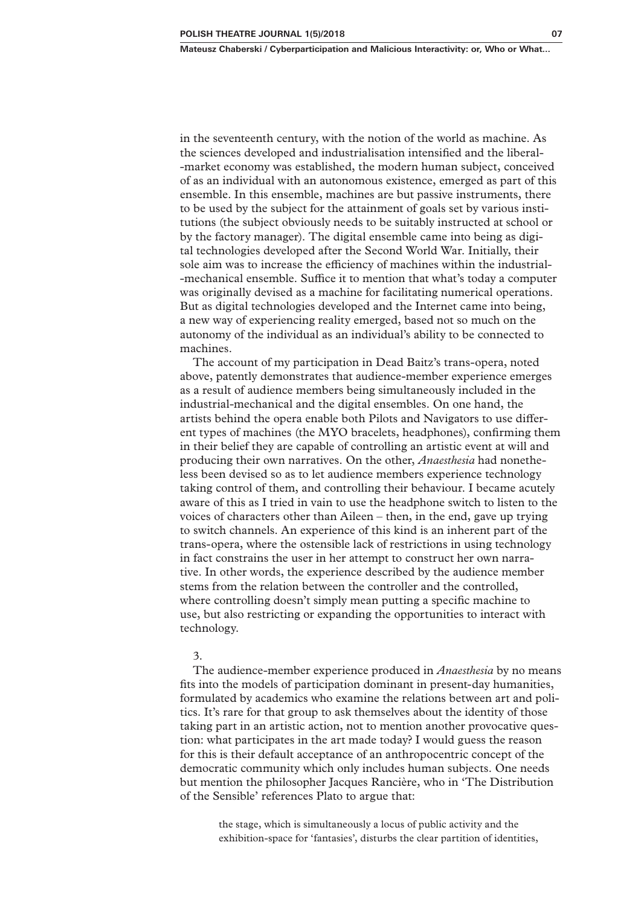in the seventeenth century, with the notion of the world as machine. As the sciences developed and industrialisation intensified and the liberal-market economy was established, the modern human subject, conceived of as an individual with an autonomous existence, emerged as part of this ensemble. In this ensemble, machines are but passive instruments, there to be used by the subject for the attainment of goals set by various institutions (the subject obviously needs to be suitably instructed at school or by the factory manager). The digital ensemble came into being as digital technologies developed after the Second World War. Initially, their sole aim was to increase the efficiency of machines within the industrial-mechanical ensemble. Suffice it to mention that what's today a computer was originally devised as a machine for facilitating numerical operations. But as digital technologies developed and the Internet came into being, a new way of experiencing reality emerged, based not so much on the autonomy of the individual as an individual's ability to be connected to machines.

The account of my participation in Dead Baitz's trans-opera, noted above, patently demonstrates that audience-member experience emerges as a result of audience members being simultaneously included in the industrial-mechanical and the digital ensembles. On one hand, the artists behind the opera enable both Pilots and Navigators to use different types of machines (the MYO bracelets, headphones), confirming them in their belief they are capable of controlling an artistic event at will and producing their own narratives. On the other, *Anaesthesia* had nonetheless been devised so as to let audience members experience technology taking control of them, and controlling their behaviour. I became acutely aware of this as I tried in vain to use the headphone switch to listen to the voices of characters other than Aileen – then, in the end, gave up trying to switch channels. An experience of this kind is an inherent part of the trans-opera, where the ostensible lack of restrictions in using technology in fact constrains the user in her attempt to construct her own narrative. In other words, the experience described by the audience member stems from the relation between the controller and the controlled, where controlling doesn't simply mean putting a specific machine to use, but also restricting or expanding the opportunities to interact with technology.

3.

The audience-member experience produced in *Anaesthesia* by no means fits into the models of participation dominant in present-day humanities, formulated by academics who examine the relations between art and politics. It's rare for that group to ask themselves about the identity of those taking part in an artistic action, not to mention another provocative question: what participates in the art made today? I would guess the reason for this is their default acceptance of an anthropocentric concept of the democratic community which only includes human subjects. One needs but mention the philosopher Jacques Rancière, who in 'The Distribution of the Sensible' references Plato to argue that:

> the stage, which is simultaneously a locus of public activity and the exhibition-space for 'fantasies', disturbs the clear partition of identities,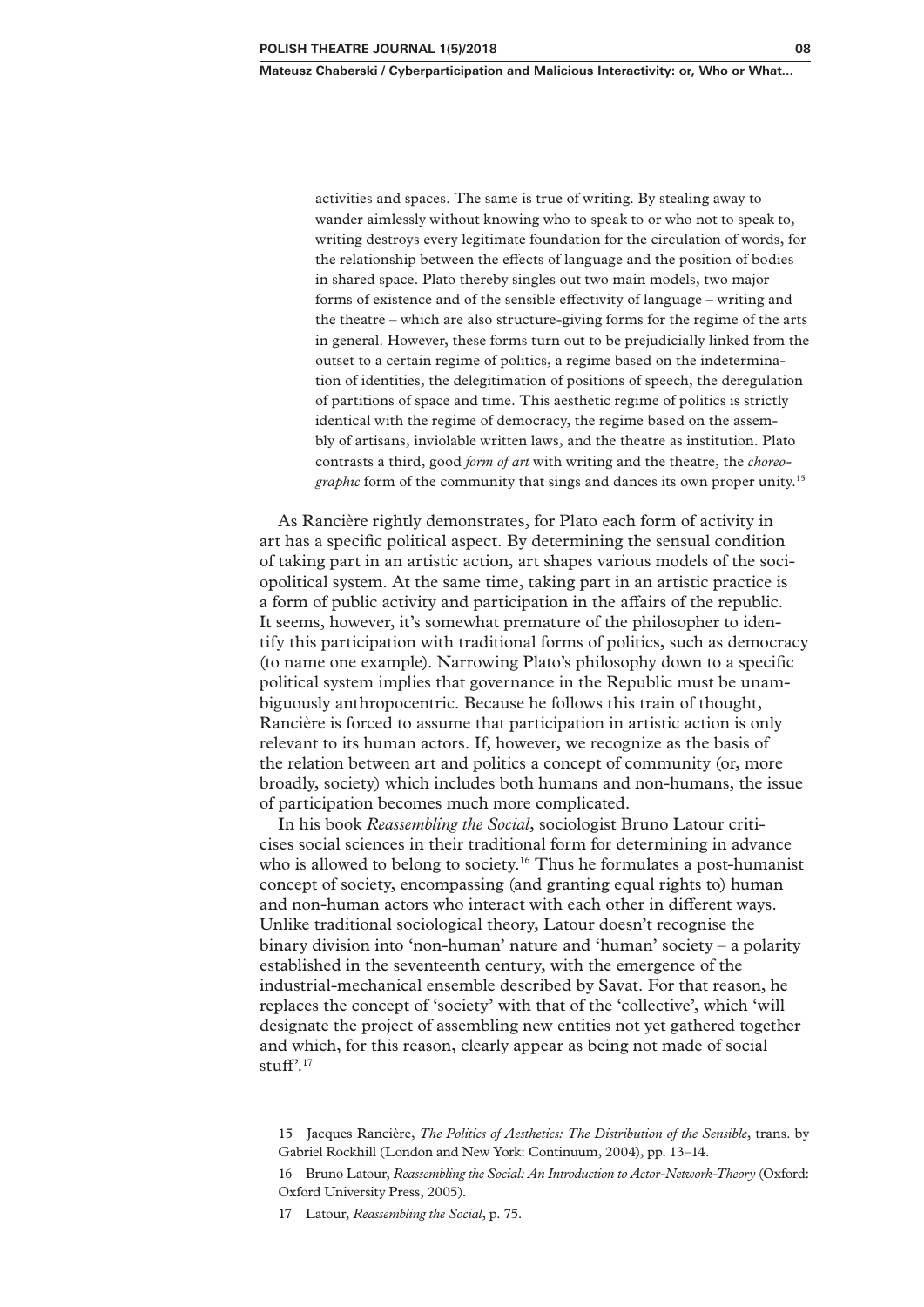> activities and spaces. The same is true of writing. By stealing away to wander aimlessly without knowing who to speak to or who not to speak to, writing destroys every legitimate foundation for the circulation of words, for the relationship between the effects of language and the position of bodies in shared space. Plato thereby singles out two main models, two major forms of existence and of the sensible effectivity of language – writing and the theatre – which are also structure-giving forms for the regime of the arts in general. However, these forms turn out to be prejudicially linked from the outset to a certain regime of politics, a regime based on the indetermination of identities, the delegitimation of positions of speech, the deregulation of partitions of space and time. This aesthetic regime of politics is strictly identical with the regime of democracy, the regime based on the assembly of artisans, inviolable written laws, and the theatre as institution. Plato contrasts a third, good *form of art* with writing and the theatre, the *choreographic* form of the community that sings and dances its own proper unity.[15]

As Rancière rightly demonstrates, for Plato each form of activity in art has a specific political aspect. By determining the sensual condition of taking part in an artistic action, art shapes various models of the sociopolitical system. At the same time, taking part in an artistic practice is a form of public activity and participation in the affairs of the republic. It seems, however, it's somewhat premature of the philosopher to identify this participation with traditional forms of politics, such as democracy (to name one example). Narrowing Plato's philosophy down to a specific political system implies that governance in the Republic must be unambiguously anthropocentric. Because he follows this train of thought, Rancière is forced to assume that participation in artistic action is only relevant to its human actors. If, however, we recognize as the basis of the relation between art and politics a concept of community (or, more broadly, society) which includes both humans and non-humans, the issue of participation becomes much more complicated.

In his book *Reassembling the Social*, sociologist Bruno Latour criticises social sciences in their traditional form for determining in advance who is allowed to belong to society.[16] Thus he formulates a post-humanist concept of society, encompassing (and granting equal rights to) human and non-human actors who interact with each other in different ways. Unlike traditional sociological theory, Latour doesn't recognise the binary division into 'non-human' nature and 'human' society – a polarity established in the seventeenth century, with the emergence of the industrial-mechanical ensemble described by Savat. For that reason, he replaces the concept of 'society' with that of the 'collective', which 'will designate the project of assembling new entities not yet gathered together and which, for this reason, clearly appear as being not made of social stuff'.[17]

---

15 Jacques Rancière, *The Politics of Aesthetics: The Distribution of the Sensible*, trans. by Gabriel Rockhill (London and New York: Continuum, 2004), pp. 13–14.

16 Bruno Latour, *Reassembling the Social: An Introduction to Actor-Network-Theory* (Oxford: Oxford University Press, 2005).

17 Latour, *Reassembling the Social*, p. 75.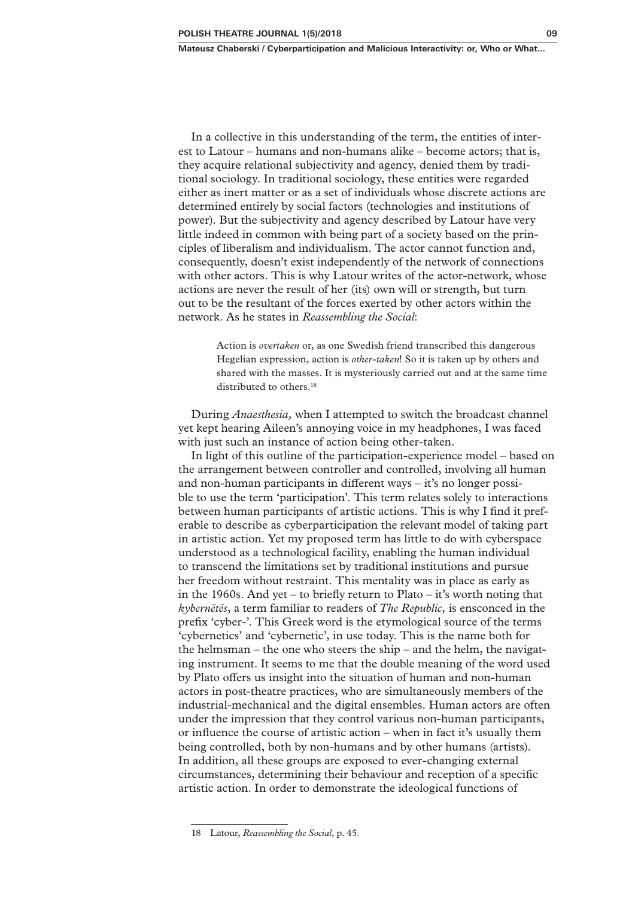In a collective in this understanding of the term, the entities of interest to Latour – humans and non-humans alike – become actors; that is, they acquire relational subjectivity and agency, denied them by traditional sociology. In traditional sociology, these entities were regarded either as inert matter or as a set of individuals whose discrete actions are determined entirely by social factors (technologies and institutions of power). But the subjectivity and agency described by Latour have very little indeed in common with being part of a society based on the principles of liberalism and individualism. The actor cannot function and, consequently, doesn't exist independently of the network of connections with other actors. This is why Latour writes of the actor-network, whose actions are never the result of her (its) own will or strength, but turn out to be the resultant of the forces exerted by other actors within the network. As he states in *Reassembling the Social*:

> Action is *overtaken* or, as one Swedish friend transcribed this dangerous Hegelian expression, action is *other-taken*! So it is taken up by others and shared with the masses. It is mysteriously carried out and at the same time distributed to others.[18]

During *Anaesthesia,* when I attempted to switch the broadcast channel yet kept hearing Aileen's annoying voice in my headphones, I was faced with just such an instance of action being other-taken.

In light of this outline of the participation-experience model – based on the arrangement between controller and controlled, involving all human and non-human participants in different ways – it's no longer possible to use the term 'participation'. This term relates solely to interactions between human participants of artistic actions. This is why I find it preferable to describe as cyberparticipation the relevant model of taking part in artistic action. Yet my proposed term has little to do with cyberspace understood as a technological facility, enabling the human individual to transcend the limitations set by traditional institutions and pursue her freedom without restraint. This mentality was in place as early as in the 1960s. And yet – to briefly return to Plato – it's worth noting that *kybernētēs*, a term familiar to readers of *The Republic,* is ensconced in the prefix 'cyber-'. This Greek word is the etymological source of the terms 'cybernetics' and 'cybernetic', in use today. This is the name both for the helmsman – the one who steers the ship – and the helm, the navigating instrument. It seems to me that the double meaning of the word used by Plato offers us insight into the situation of human and non-human actors in post-theatre practices, who are simultaneously members of the industrial-mechanical and the digital ensembles. Human actors are often under the impression that they control various non-human participants, or influence the course of artistic action – when in fact it's usually them being controlled, both by non-humans and by other humans (artists). In addition, all these groups are exposed to ever-changing external circumstances, determining their behaviour and reception of a specific artistic action. In order to demonstrate the ideological functions of

---

18 Latour, *Reassembling the Social*, p. 45.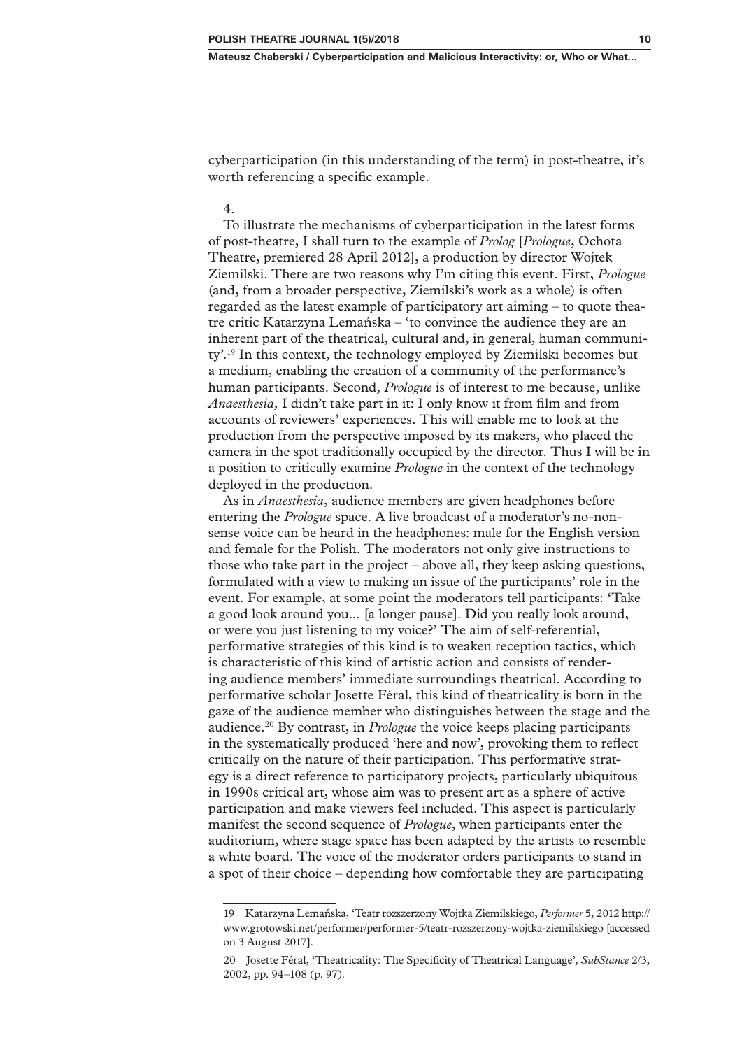cyberparticipation (in this understanding of the term) in post-theatre, it's worth referencing a specific example.

4.

To illustrate the mechanisms of cyberparticipation in the latest forms of post-theatre, I shall turn to the example of *Prolog* [*Prologue*, Ochota Theatre, premiered 28 April 2012], a production by director Wojtek Ziemilski. There are two reasons why I'm citing this event. First, *Prologue* (and, from a broader perspective, Ziemilski's work as a whole) is often regarded as the latest example of participatory art aiming – to quote theatre critic Katarzyna Lemańska – 'to convince the audience they are an inherent part of the theatrical, cultural and, in general, human community'.[19] In this context, the technology employed by Ziemilski becomes but a medium, enabling the creation of a community of the performance's human participants. Second, *Prologue* is of interest to me because, unlike *Anaesthesia,* I didn't take part in it: I only know it from film and from accounts of reviewers' experiences. This will enable me to look at the production from the perspective imposed by its makers, who placed the camera in the spot traditionally occupied by the director. Thus I will be in a position to critically examine *Prologue* in the context of the technology deployed in the production.

As in *Anaesthesia*, audience members are given headphones before entering the *Prologue* space. A live broadcast of a moderator's no-nonsense voice can be heard in the headphones: male for the English version and female for the Polish. The moderators not only give instructions to those who take part in the project – above all, they keep asking questions, formulated with a view to making an issue of the participants' role in the event. For example, at some point the moderators tell participants: 'Take a good look around you... [a longer pause]. Did you really look around, or were you just listening to my voice?' The aim of self-referential, performative strategies of this kind is to weaken reception tactics, which is characteristic of this kind of artistic action and consists of rendering audience members' immediate surroundings theatrical. According to performative scholar Josette Féral, this kind of theatricality is born in the gaze of the audience member who distinguishes between the stage and the audience.[20] By contrast, in *Prologue* the voice keeps placing participants in the systematically produced 'here and now', provoking them to reflect critically on the nature of their participation. This performative strategy is a direct reference to participatory projects, particularly ubiquitous in 1990s critical art, whose aim was to present art as a sphere of active participation and make viewers feel included. This aspect is particularly manifest the second sequence of *Prologue*, when participants enter the auditorium, where stage space has been adapted by the artists to resemble a white board. The voice of the moderator orders participants to stand in a spot of their choice – depending how comfortable they are participating

---

19 Katarzyna Lemańska, 'Teatr rozszerzony Wojtka Ziemilskiego, *Performer* 5, 2012 http://www.grotowski.net/performer/performer-5/teatr-rozszerzony-wojtka-ziemilskiego [accessed on 3 August 2017].

20 Josette Féral, 'Theatricality: The Specificity of Theatrical Language', *SubStance* 2/3, 2002, pp. 94–108 (p. 97).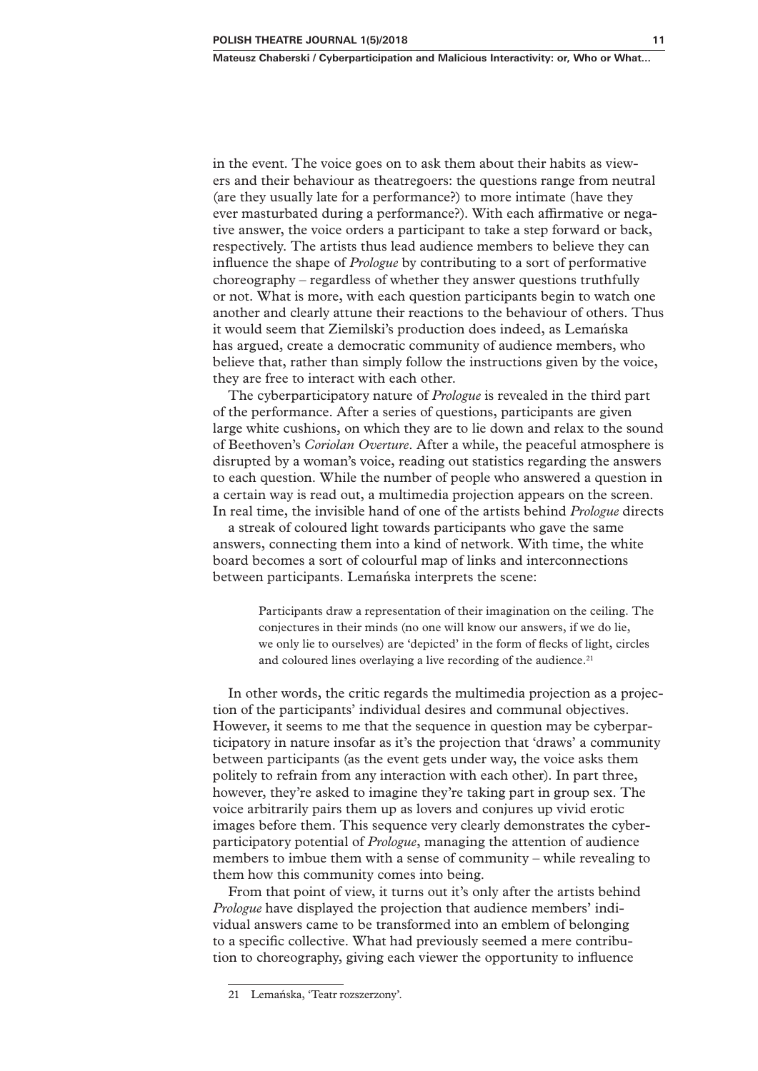in the event. The voice goes on to ask them about their habits as viewers and their behaviour as theatregoers: the questions range from neutral (are they usually late for a performance?) to more intimate (have they ever masturbated during a performance?). With each affirmative or negative answer, the voice orders a participant to take a step forward or back, respectively. The artists thus lead audience members to believe they can influence the shape of *Prologue* by contributing to a sort of performative choreography – regardless of whether they answer questions truthfully or not. What is more, with each question participants begin to watch one another and clearly attune their reactions to the behaviour of others. Thus it would seem that Ziemilski's production does indeed, as Lemańska has argued, create a democratic community of audience members, who believe that, rather than simply follow the instructions given by the voice, they are free to interact with each other.

The cyberparticipatory nature of *Prologue* is revealed in the third part of the performance. After a series of questions, participants are given large white cushions, on which they are to lie down and relax to the sound of Beethoven's *Coriolan Overture*. After a while, the peaceful atmosphere is disrupted by a woman's voice, reading out statistics regarding the answers to each question. While the number of people who answered a question in a certain way is read out, a multimedia projection appears on the screen. In real time, the invisible hand of one of the artists behind *Prologue* directs a streak of coloured light towards participants who gave the same answers, connecting them into a kind of network. With time, the white board becomes a sort of colourful map of links and interconnections between participants. Lemańska interprets the scene:

> Participants draw a representation of their imagination on the ceiling. The conjectures in their minds (no one will know our answers, if we do lie, we only lie to ourselves) are 'depicted' in the form of flecks of light, circles and coloured lines overlaying a live recording of the audience.[21]

In other words, the critic regards the multimedia projection as a projection of the participants' individual desires and communal objectives. However, it seems to me that the sequence in question may be cyberparticipatory in nature insofar as it's the projection that 'draws' a community between participants (as the event gets under way, the voice asks them politely to refrain from any interaction with each other). In part three, however, they're asked to imagine they're taking part in group sex. The voice arbitrarily pairs them up as lovers and conjures up vivid erotic images before them. This sequence very clearly demonstrates the cyberparticipatory potential of *Prologue*, managing the attention of audience members to imbue them with a sense of community – while revealing to them how this community comes into being.

From that point of view, it turns out it's only after the artists behind *Prologue* have displayed the projection that audience members' individual answers came to be transformed into an emblem of belonging to a specific collective. What had previously seemed a mere contribution to choreography, giving each viewer the opportunity to influence

---

21 Lemańska, 'Teatr rozszerzony'.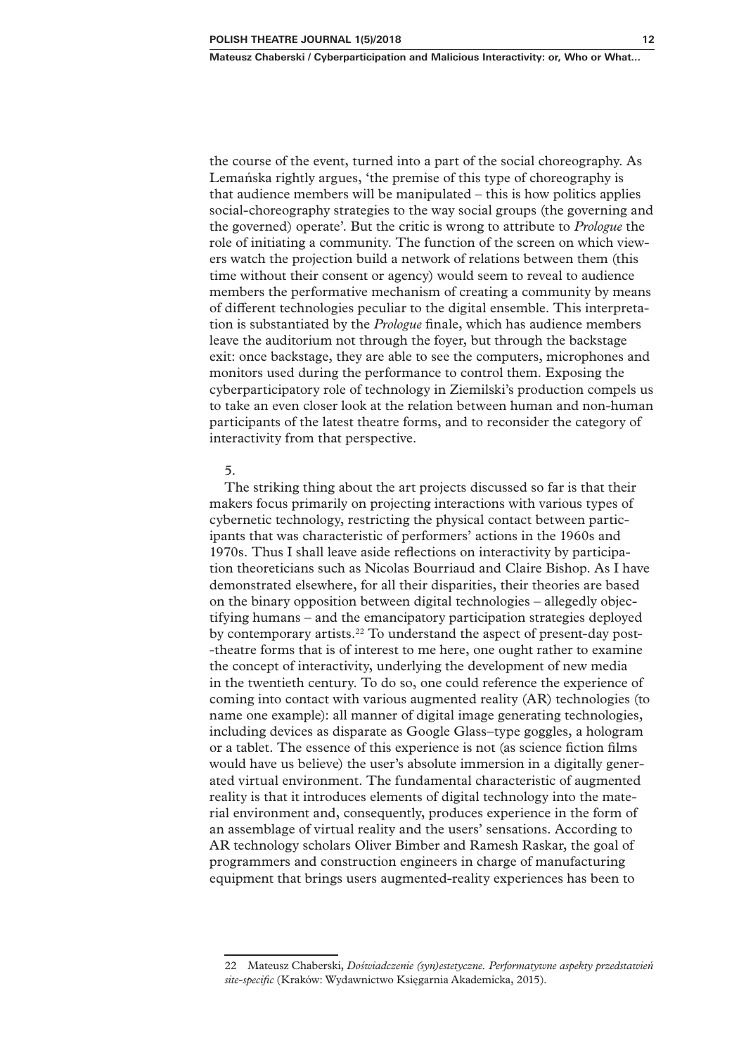the course of the event, turned into a part of the social choreography. As Lemańska rightly argues, 'the premise of this type of choreography is that audience members will be manipulated – this is how politics applies social-choreography strategies to the way social groups (the governing and the governed) operate'. But the critic is wrong to attribute to *Prologue* the role of initiating a community. The function of the screen on which viewers watch the projection build a network of relations between them (this time without their consent or agency) would seem to reveal to audience members the performative mechanism of creating a community by means of different technologies peculiar to the digital ensemble. This interpretation is substantiated by the *Prologue* finale, which has audience members leave the auditorium not through the foyer, but through the backstage exit: once backstage, they are able to see the computers, microphones and monitors used during the performance to control them. Exposing the cyberparticipatory role of technology in Ziemilski's production compels us to take an even closer look at the relation between human and non-human participants of the latest theatre forms, and to reconsider the category of interactivity from that perspective.

5.

The striking thing about the art projects discussed so far is that their makers focus primarily on projecting interactions with various types of cybernetic technology, restricting the physical contact between participants that was characteristic of performers' actions in the 1960s and 1970s. Thus I shall leave aside reflections on interactivity by participation theoreticians such as Nicolas Bourriaud and Claire Bishop. As I have demonstrated elsewhere, for all their disparities, their theories are based on the binary opposition between digital technologies – allegedly objectifying humans – and the emancipatory participation strategies deployed by contemporary artists.[22] To understand the aspect of present-day post--theatre forms that is of interest to me here, one ought rather to examine the concept of interactivity, underlying the development of new media in the twentieth century. To do so, one could reference the experience of coming into contact with various augmented reality (AR) technologies (to name one example): all manner of digital image generating technologies, including devices as disparate as Google Glass–type goggles, a hologram or a tablet. The essence of this experience is not (as science fiction films would have us believe) the user's absolute immersion in a digitally generated virtual environment. The fundamental characteristic of augmented reality is that it introduces elements of digital technology into the material environment and, consequently, produces experience in the form of an assemblage of virtual reality and the users' sensations. According to AR technology scholars Oliver Bimber and Ramesh Raskar, the goal of programmers and construction engineers in charge of manufacturing equipment that brings users augmented-reality experiences has been to

---

22 Mateusz Chaberski, *Doświadczenie (syn)estetyczne. Performatywne aspekty przedstawień site-specific* (Kraków: Wydawnictwo Księgarnia Akademicka, 2015).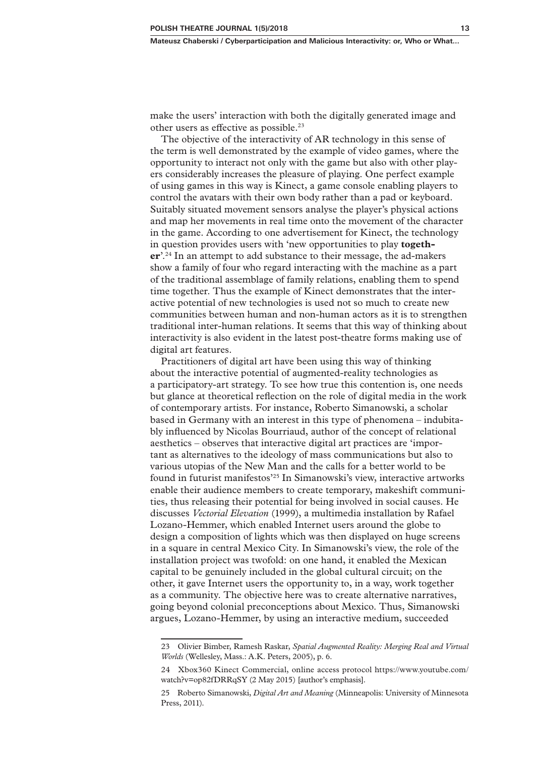make the users' interaction with both the digitally generated image and other users as effective as possible.[23]

The objective of the interactivity of AR technology in this sense of the term is well demonstrated by the example of video games, where the opportunity to interact not only with the game but also with other players considerably increases the pleasure of playing. One perfect example of using games in this way is Kinect, a game console enabling players to control the avatars with their own body rather than a pad or keyboard. Suitably situated movement sensors analyse the player's physical actions and map her movements in real time onto the movement of the character in the game. According to one advertisement for Kinect, the technology in question provides users with 'new opportunities to play **together**'.[24] In an attempt to add substance to their message, the ad-makers show a family of four who regard interacting with the machine as a part of the traditional assemblage of family relations, enabling them to spend time together. Thus the example of Kinect demonstrates that the interactive potential of new technologies is used not so much to create new communities between human and non-human actors as it is to strengthen traditional inter-human relations. It seems that this way of thinking about interactivity is also evident in the latest post-theatre forms making use of digital art features.

Practitioners of digital art have been using this way of thinking about the interactive potential of augmented-reality technologies as a participatory-art strategy. To see how true this contention is, one needs but glance at theoretical reflection on the role of digital media in the work of contemporary artists. For instance, Roberto Simanowski, a scholar based in Germany with an interest in this type of phenomena – indubitably influenced by Nicolas Bourriaud, author of the concept of relational aesthetics – observes that interactive digital art practices are 'important as alternatives to the ideology of mass communications but also to various utopias of the New Man and the calls for a better world to be found in futurist manifestos'[25] In Simanowski's view, interactive artworks enable their audience members to create temporary, makeshift communities, thus releasing their potential for being involved in social causes. He discusses *Vectorial Elevation* (1999), a multimedia installation by Rafael Lozano-Hemmer, which enabled Internet users around the globe to design a composition of lights which was then displayed on huge screens in a square in central Mexico City. In Simanowski's view, the role of the installation project was twofold: on one hand, it enabled the Mexican capital to be genuinely included in the global cultural circuit; on the other, it gave Internet users the opportunity to, in a way, work together as a community. The objective here was to create alternative narratives, going beyond colonial preconceptions about Mexico. Thus, Simanowski argues, Lozano-Hemmer, by using an interactive medium, succeeded

---

23 Olivier Bimber, Ramesh Raskar, *Spatial Augmented Reality: Merging Real and Virtual Worlds* (Wellesley, Mass.: A.K. Peters, 2005), p. 6.

24 Xbox360 Kinect Commercial, online access protocol https://www.youtube.com/watch?v=op82fDRRqSY (2 May 2015) [author's emphasis].

25 Roberto Simanowski, *Digital Art and Meaning* (Minneapolis: University of Minnesota Press, 2011).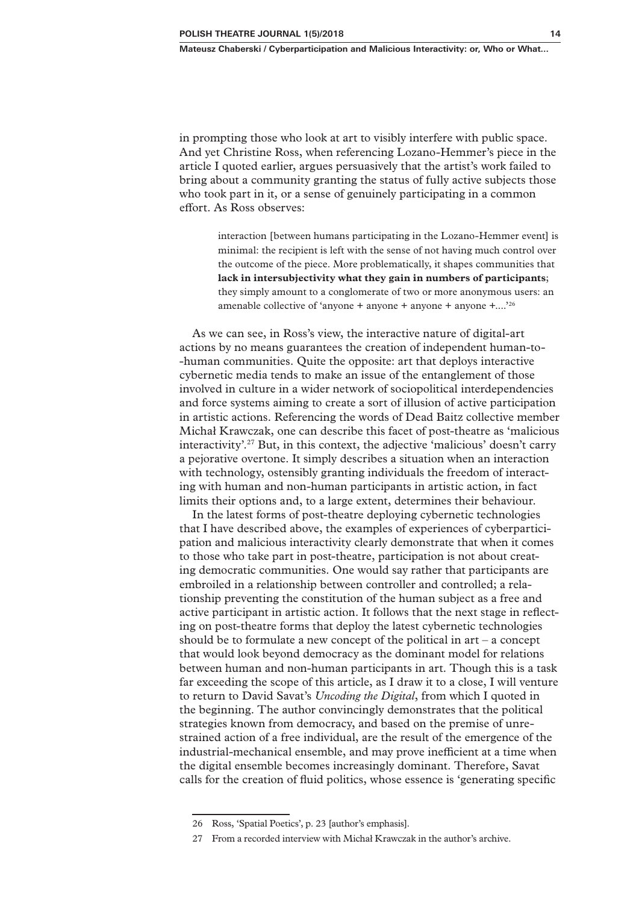in prompting those who look at art to visibly interfere with public space. And yet Christine Ross, when referencing Lozano-Hemmer's piece in the article I quoted earlier, argues persuasively that the artist's work failed to bring about a community granting the status of fully active subjects those who took part in it, or a sense of genuinely participating in a common effort. As Ross observes:

> interaction [between humans participating in the Lozano-Hemmer event] is minimal: the recipient is left with the sense of not having much control over the outcome of the piece. More problematically, it shapes communities that **lack in intersubjectivity what they gain in numbers of participants**; they simply amount to a conglomerate of two or more anonymous users: an amenable collective of 'anyone + anyone + anyone + anyone +....'[26]

As we can see, in Ross's view, the interactive nature of digital-art actions by no means guarantees the creation of independent human-to-human communities. Quite the opposite: art that deploys interactive cybernetic media tends to make an issue of the entanglement of those involved in culture in a wider network of sociopolitical interdependencies and force systems aiming to create a sort of illusion of active participation in artistic actions. Referencing the words of Dead Baitz collective member Michał Krawczak, one can describe this facet of post-theatre as 'malicious interactivity'.[27] But, in this context, the adjective 'malicious' doesn't carry a pejorative overtone. It simply describes a situation when an interaction with technology, ostensibly granting individuals the freedom of interacting with human and non-human participants in artistic action, in fact limits their options and, to a large extent, determines their behaviour.

In the latest forms of post-theatre deploying cybernetic technologies that I have described above, the examples of experiences of cyberparticipation and malicious interactivity clearly demonstrate that when it comes to those who take part in post-theatre, participation is not about creating democratic communities. One would say rather that participants are embroiled in a relationship between controller and controlled; a relationship preventing the constitution of the human subject as a free and active participant in artistic action. It follows that the next stage in reflecting on post-theatre forms that deploy the latest cybernetic technologies should be to formulate a new concept of the political in art – a concept that would look beyond democracy as the dominant model for relations between human and non-human participants in art. Though this is a task far exceeding the scope of this article, as I draw it to a close, I will venture to return to David Savat's *Uncoding the Digital*, from which I quoted in the beginning. The author convincingly demonstrates that the political strategies known from democracy, and based on the premise of unrestrained action of a free individual, are the result of the emergence of the industrial-mechanical ensemble, and may prove inefficient at a time when the digital ensemble becomes increasingly dominant. Therefore, Savat calls for the creation of fluid politics, whose essence is 'generating specific

---

26 Ross, 'Spatial Poetics', p. 23 [author's emphasis].

27 From a recorded interview with Michał Krawczak in the author's archive.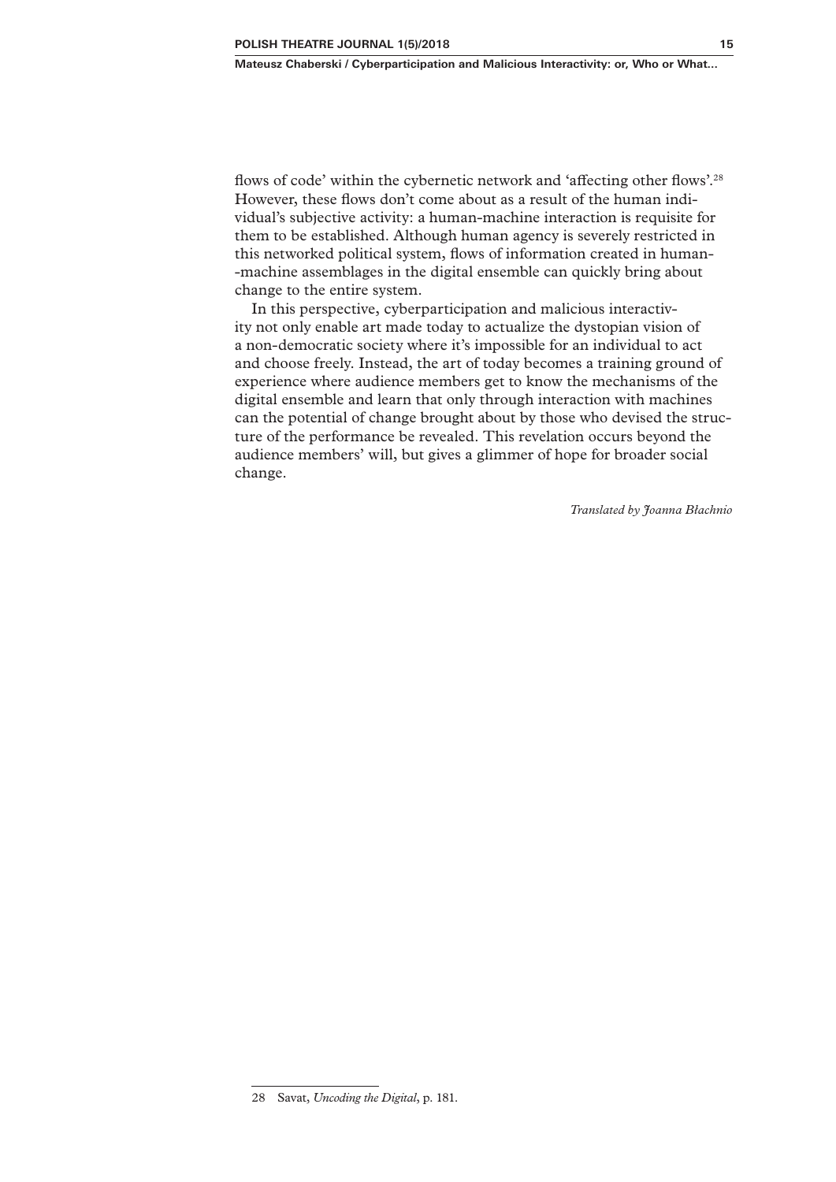flows of code' within the cybernetic network and 'affecting other flows'.[28] However, these flows don't come about as a result of the human individual's subjective activity: a human-machine interaction is requisite for them to be established. Although human agency is severely restricted in this networked political system, flows of information created in human-machine assemblages in the digital ensemble can quickly bring about change to the entire system.

In this perspective, cyberparticipation and malicious interactivity not only enable art made today to actualize the dystopian vision of a non-democratic society where it's impossible for an individual to act and choose freely. Instead, the art of today becomes a training ground of experience where audience members get to know the mechanisms of the digital ensemble and learn that only through interaction with machines can the potential of change brought about by those who devised the structure of the performance be revealed. This revelation occurs beyond the audience members' will, but gives a glimmer of hope for broader social change.

*Translated by Joanna Błachnio*

---

28 Savat, *Uncoding the Digital*, p. 181.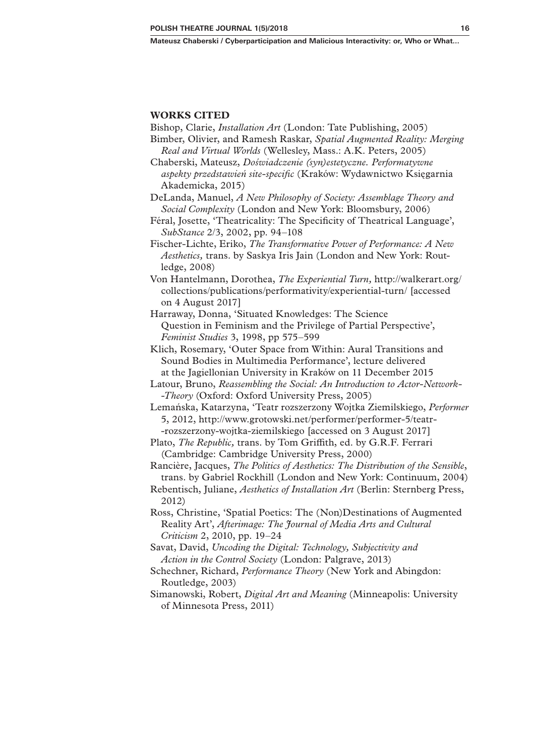## WORKS CITED

Bishop, Clarie, *Installation Art* (London: Tate Publishing, 2005)

Bimber, Olivier, and Ramesh Raskar, *Spatial Augmented Reality: Merging Real and Virtual Worlds* (Wellesley, Mass.: A.K. Peters, 2005)

Chaberski, Mateusz, *Doświadczenie (syn)estetyczne. Performatywne aspekty przedstawień site-specific* (Kraków: Wydawnictwo Księgarnia Akademicka, 2015)

DeLanda, Manuel, *A New Philosophy of Society: Assemblage Theory and Social Complexity* (London and New York: Bloomsbury, 2006)

Féral, Josette, 'Theatricality: The Specificity of Theatrical Language', *SubStance* 2/3, 2002, pp. 94–108

Fischer-Lichte, Eriko, *The Transformative Power of Performance: A New Aesthetics,* trans. by Saskya Iris Jain (London and New York: Routledge, 2008)

Von Hantelmann, Dorothea, *The Experiential Turn*, http://walkerart.org/collections/publications/performativity/experiential-turn/ [accessed on 4 August 2017]

Harraway, Donna, 'Situated Knowledges: The Science Question in Feminism and the Privilege of Partial Perspective', *Feminist Studies* 3, 1998, pp 575–599

Klich, Rosemary, 'Outer Space from Within: Aural Transitions and Sound Bodies in Multimedia Performance', lecture delivered at the Jagiellonian University in Kraków on 11 December 2015

Latour, Bruno, *Reassembling the Social: An Introduction to Actor-Network--Theory* (Oxford: Oxford University Press, 2005)

Lemańska, Katarzyna, 'Teatr rozszerzony Wojtka Ziemilskiego, *Performer* 5, 2012, http://www.grotowski.net/performer/performer-5/teatr--rozszerzony-wojtka-ziemilskiego [accessed on 3 August 2017]

Plato, *The Republic,* trans. by Tom Griffith, ed. by G.R.F. Ferrari (Cambridge: Cambridge University Press, 2000)

Rancière, Jacques, *The Politics of Aesthetics: The Distribution of the Sensible*, trans. by Gabriel Rockhill (London and New York: Continuum, 2004)

Rebentisch, Juliane, *Aesthetics of Installation Art* (Berlin: Sternberg Press, 2012)

Ross, Christine, 'Spatial Poetics: The (Non)Destinations of Augmented Reality Art', *Afterimage: The Journal of Media Arts and Cultural Criticism* 2, 2010, pp. 19–24

Savat, David, *Uncoding the Digital: Technology, Subjectivity and Action in the Control Society* (London: Palgrave, 2013)

Schechner, Richard, *Performance Theory* (New York and Abingdon: Routledge, 2003)

Simanowski, Robert, *Digital Art and Meaning* (Minneapolis: University of Minnesota Press, 2011)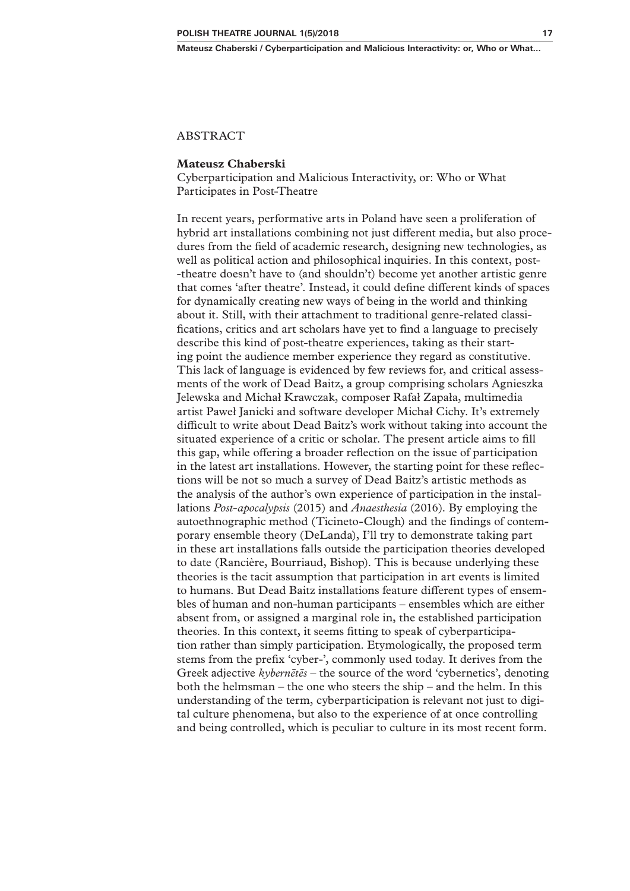## ABSTRACT

**Mateusz Chaberski**

Cyberparticipation and Malicious Interactivity, or: Who or What Participates in Post-Theatre

In recent years, performative arts in Poland have seen a proliferation of hybrid art installations combining not just different media, but also procedures from the field of academic research, designing new technologies, as well as political action and philosophical inquiries. In this context, post-theatre doesn't have to (and shouldn't) become yet another artistic genre that comes 'after theatre'. Instead, it could define different kinds of spaces for dynamically creating new ways of being in the world and thinking about it. Still, with their attachment to traditional genre-related classifications, critics and art scholars have yet to find a language to precisely describe this kind of post-theatre experiences, taking as their starting point the audience member experience they regard as constitutive. This lack of language is evidenced by few reviews for, and critical assessments of the work of Dead Baitz, a group comprising scholars Agnieszka Jelewska and Michał Krawczak, composer Rafał Zapała, multimedia artist Paweł Janicki and software developer Michał Cichy. It's extremely difficult to write about Dead Baitz's work without taking into account the situated experience of a critic or scholar. The present article aims to fill this gap, while offering a broader reflection on the issue of participation in the latest art installations. However, the starting point for these reflections will be not so much a survey of Dead Baitz's artistic methods as the analysis of the author's own experience of participation in the installations *Post-apocalypsis* (2015) and *Anaesthesia* (2016). By employing the autoethnographic method (Ticineto-Clough) and the findings of contemporary ensemble theory (DeLanda), I'll try to demonstrate taking part in these art installations falls outside the participation theories developed to date (Rancière, Bourriaud, Bishop). This is because underlying these theories is the tacit assumption that participation in art events is limited to humans. But Dead Baitz installations feature different types of ensembles of human and non-human participants – ensembles which are either absent from, or assigned a marginal role in, the established participation theories. In this context, it seems fitting to speak of cyberparticipation rather than simply participation. Etymologically, the proposed term stems from the prefix 'cyber-', commonly used today. It derives from the Greek adjective *kybernētēs* – the source of the word 'cybernetics', denoting both the helmsman – the one who steers the ship – and the helm. In this understanding of the term, cyberparticipation is relevant not just to digital culture phenomena, but also to the experience of at once controlling and being controlled, which is peculiar to culture in its most recent form.